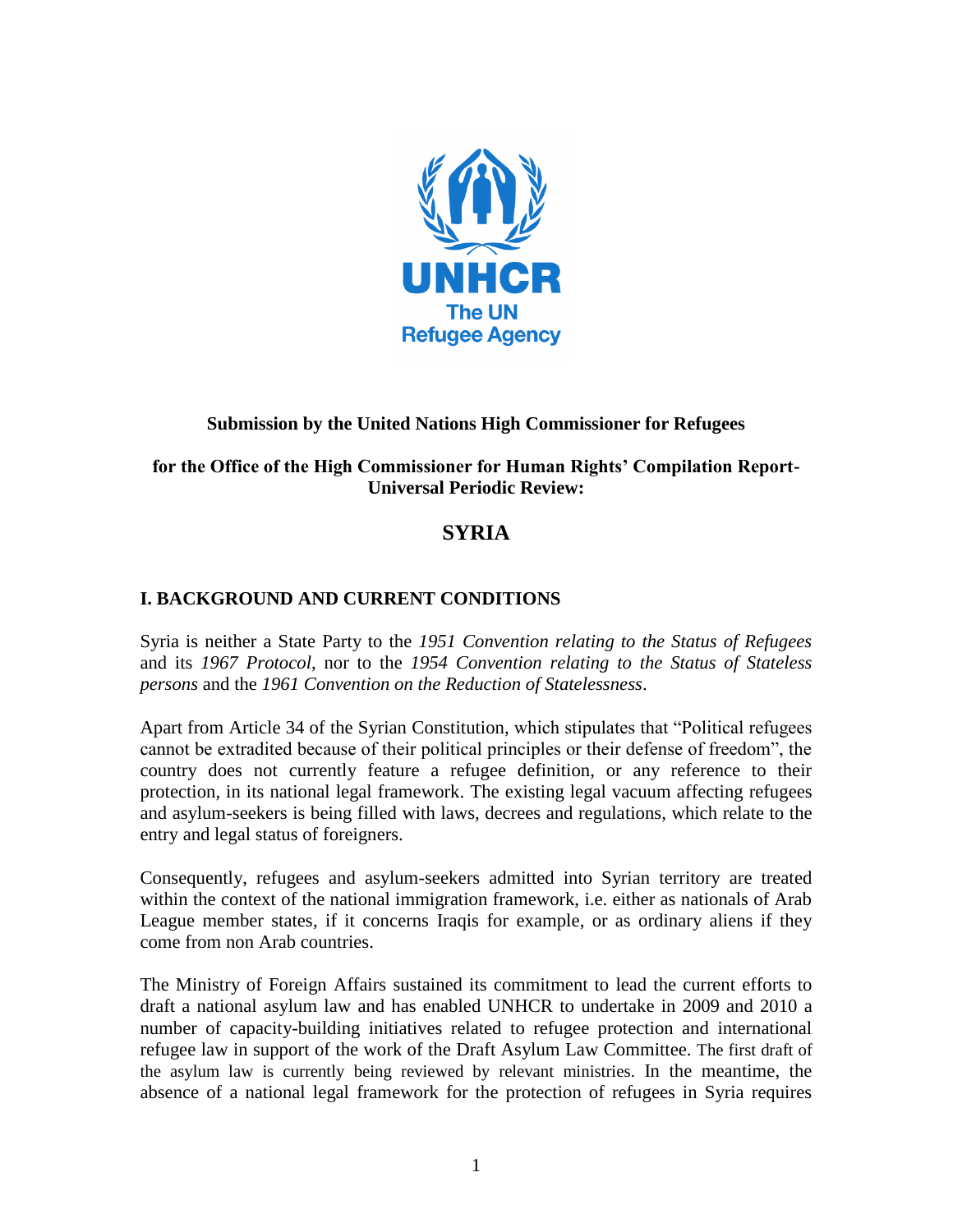**Submission by the United Nations High Commissioner for Refugees**

**for the Office of the High Commissioner for Human Rights' Compilation Report-Universal Periodic Review:**

# SYRIA

## I. BACKGROUND AND CURRENT CONDITIONS

Syria is neither a State Party to the *1951 Convention relating to the Status of Refugees* and its *1967 Protocol*, nor to the *1954 Convention relating to the Status of Stateless persons* and the *1961 Convention on the Reduction of Statelessness*.

Apart from Article 34 of the Syrian Constitution, which stipulates that "Political refugees cannot be extradited because of their political principles or their defense of freedom", the country does not currently feature a refugee definition, or any reference to their protection, in its national legal framework. The existing legal vacuum affecting refugees and asylum-seekers is being filled with laws, decrees and regulations, which relate to the entry and legal status of foreigners.

Consequently, refugees and asylum-seekers admitted into Syrian territory are treated within the context of the national immigration framework, i.e. either as nationals of Arab League member states, if it concerns Iraqis for example, or as ordinary aliens if they come from non Arab countries.

The Ministry of Foreign Affairs sustained its commitment to lead the current efforts to draft a national asylum law and has enabled UNHCR to undertake in 2009 and 2010 a number of capacity-building initiatives related to refugee protection and international refugee law in support of the work of the Draft Asylum Law Committee. The first draft of the asylum law is currently being reviewed by relevant ministries. In the meantime, the absence of a national legal framework for the protection of refugees in Syria requires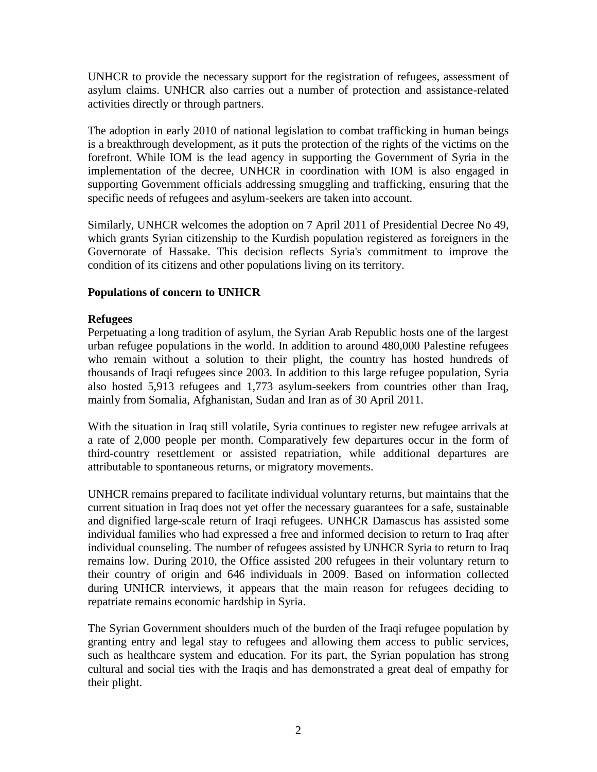UNHCR to provide the necessary support for the registration of refugees, assessment of asylum claims. UNHCR also carries out a number of protection and assistance-related activities directly or through partners.

The adoption in early 2010 of national legislation to combat trafficking in human beings is a breakthrough development, as it puts the protection of the rights of the victims on the forefront. While IOM is the lead agency in supporting the Government of Syria in the implementation of the decree, UNHCR in coordination with IOM is also engaged in supporting Government officials addressing smuggling and trafficking, ensuring that the specific needs of refugees and asylum-seekers are taken into account.

Similarly, UNHCR welcomes the adoption on 7 April 2011 of Presidential Decree No 49, which grants Syrian citizenship to the Kurdish population registered as foreigners in the Governorate of Hassake. This decision reflects Syria's commitment to improve the condition of its citizens and other populations living on its territory.

**Populations of concern to UNHCR**

**Refugees**

Perpetuating a long tradition of asylum, the Syrian Arab Republic hosts one of the largest urban refugee populations in the world. In addition to around 480,000 Palestine refugees who remain without a solution to their plight, the country has hosted hundreds of thousands of Iraqi refugees since 2003. In addition to this large refugee population, Syria also hosted 5,913 refugees and 1,773 asylum-seekers from countries other than Iraq, mainly from Somalia, Afghanistan, Sudan and Iran as of 30 April 2011.

With the situation in Iraq still volatile, Syria continues to register new refugee arrivals at a rate of 2,000 people per month. Comparatively few departures occur in the form of third-country resettlement or assisted repatriation, while additional departures are attributable to spontaneous returns, or migratory movements.

UNHCR remains prepared to facilitate individual voluntary returns, but maintains that the current situation in Iraq does not yet offer the necessary guarantees for a safe, sustainable and dignified large-scale return of Iraqi refugees. UNHCR Damascus has assisted some individual families who had expressed a free and informed decision to return to Iraq after individual counseling. The number of refugees assisted by UNHCR Syria to return to Iraq remains low. During 2010, the Office assisted 200 refugees in their voluntary return to their country of origin and 646 individuals in 2009. Based on information collected during UNHCR interviews, it appears that the main reason for refugees deciding to repatriate remains economic hardship in Syria.

The Syrian Government shoulders much of the burden of the Iraqi refugee population by granting entry and legal stay to refugees and allowing them access to public services, such as healthcare system and education. For its part, the Syrian population has strong cultural and social ties with the Iraqis and has demonstrated a great deal of empathy for their plight.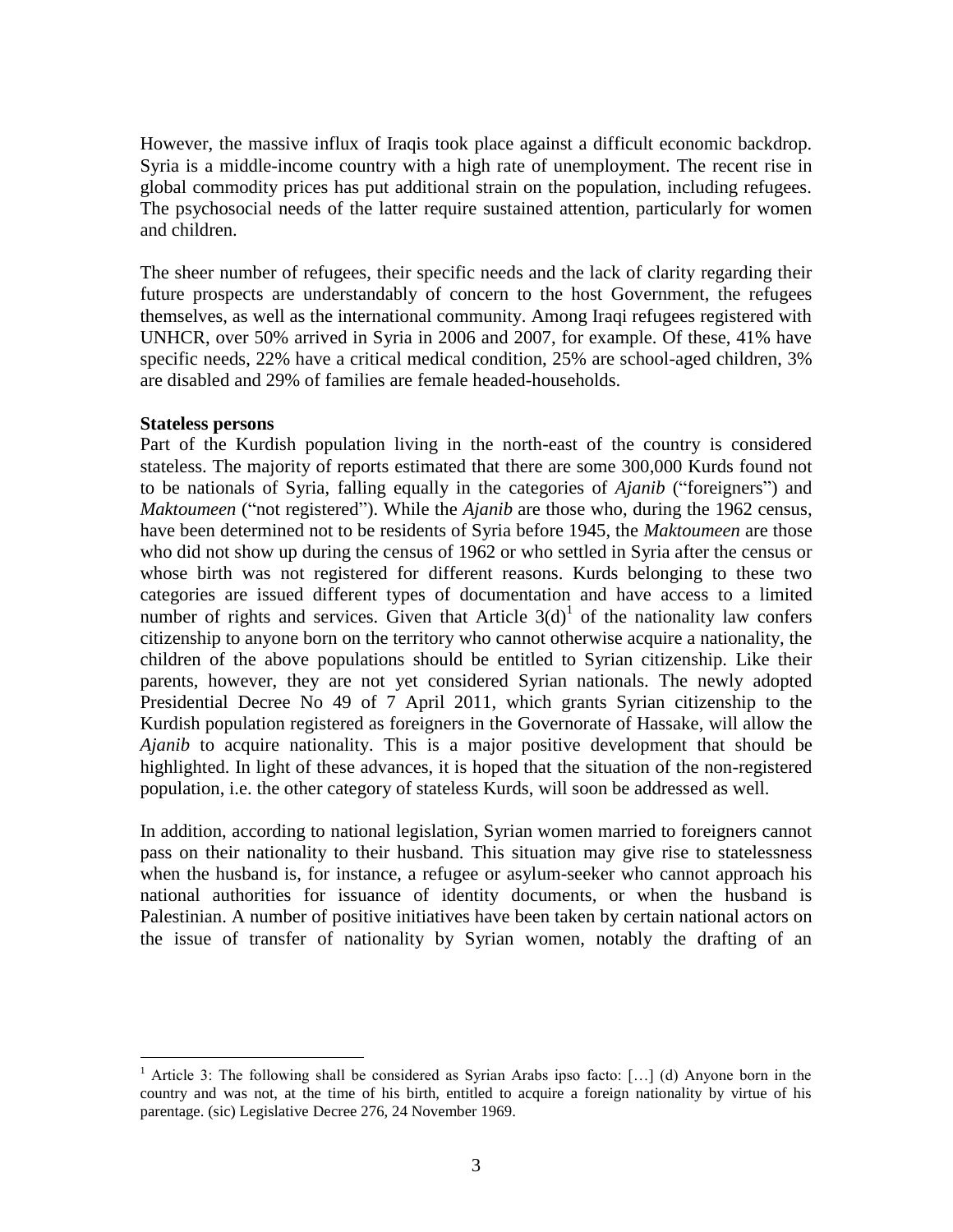However, the massive influx of Iraqis took place against a difficult economic backdrop. Syria is a middle-income country with a high rate of unemployment. The recent rise in global commodity prices has put additional strain on the population, including refugees. The psychosocial needs of the latter require sustained attention, particularly for women and children.

The sheer number of refugees, their specific needs and the lack of clarity regarding their future prospects are understandably of concern to the host Government, the refugees themselves, as well as the international community. Among Iraqi refugees registered with UNHCR, over 50% arrived in Syria in 2006 and 2007, for example. Of these, 41% have specific needs, 22% have a critical medical condition, 25% are school-aged children, 3% are disabled and 29% of families are female headed-households.

**Stateless persons**

Part of the Kurdish population living in the north-east of the country is considered stateless. The majority of reports estimated that there are some 300,000 Kurds found not to be nationals of Syria, falling equally in the categories of *Ajanib* ("foreigners") and *Maktoumeen* ("not registered"). While the *Ajanib* are those who, during the 1962 census, have been determined not to be residents of Syria before 1945, the *Maktoumeen* are those who did not show up during the census of 1962 or who settled in Syria after the census or whose birth was not registered for different reasons. Kurds belonging to these two categories are issued different types of documentation and have access to a limited number of rights and services. Given that Article 3(d)[1] of the nationality law confers citizenship to anyone born on the territory who cannot otherwise acquire a nationality, the children of the above populations should be entitled to Syrian citizenship. Like their parents, however, they are not yet considered Syrian nationals. The newly adopted Presidential Decree No 49 of 7 April 2011, which grants Syrian citizenship to the Kurdish population registered as foreigners in the Governorate of Hassake, will allow the *Ajanib* to acquire nationality. This is a major positive development that should be highlighted. In light of these advances, it is hoped that the situation of the non-registered population, i.e. the other category of stateless Kurds, will soon be addressed as well.

In addition, according to national legislation, Syrian women married to foreigners cannot pass on their nationality to their husband. This situation may give rise to statelessness when the husband is, for instance, a refugee or asylum-seeker who cannot approach his national authorities for issuance of identity documents, or when the husband is Palestinian. A number of positive initiatives have been taken by certain national actors on the issue of transfer of nationality by Syrian women, notably the drafting of an

---

[1] Article 3: The following shall be considered as Syrian Arabs ipso facto: […] (d) Anyone born in the country and was not, at the time of his birth, entitled to acquire a foreign nationality by virtue of his parentage. (sic) Legislative Decree 276, 24 November 1969.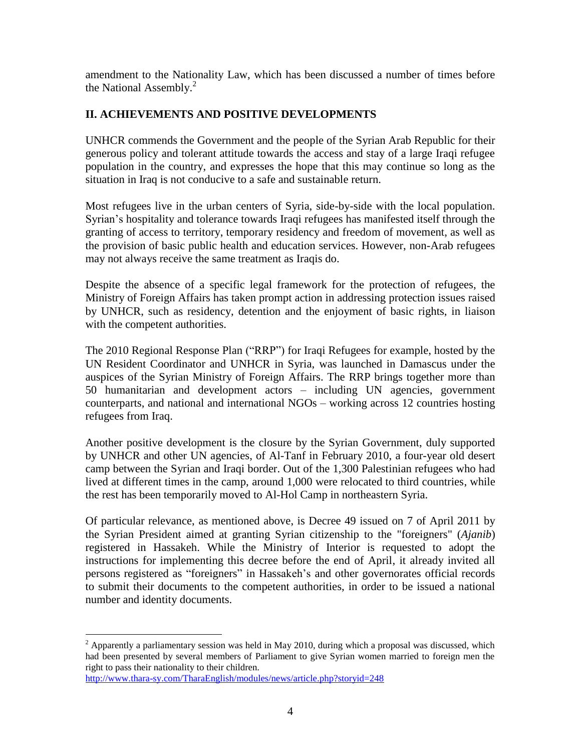amendment to the Nationality Law, which has been discussed a number of times before the National Assembly.[2]

## II. ACHIEVEMENTS AND POSITIVE DEVELOPMENTS

UNHCR commends the Government and the people of the Syrian Arab Republic for their generous policy and tolerant attitude towards the access and stay of a large Iraqi refugee population in the country, and expresses the hope that this may continue so long as the situation in Iraq is not conducive to a safe and sustainable return.

Most refugees live in the urban centers of Syria, side-by-side with the local population. Syrian's hospitality and tolerance towards Iraqi refugees has manifested itself through the granting of access to territory, temporary residency and freedom of movement, as well as the provision of basic public health and education services. However, non-Arab refugees may not always receive the same treatment as Iraqis do.

Despite the absence of a specific legal framework for the protection of refugees, the Ministry of Foreign Affairs has taken prompt action in addressing protection issues raised by UNHCR, such as residency, detention and the enjoyment of basic rights, in liaison with the competent authorities.

The 2010 Regional Response Plan ("RRP") for Iraqi Refugees for example, hosted by the UN Resident Coordinator and UNHCR in Syria, was launched in Damascus under the auspices of the Syrian Ministry of Foreign Affairs. The RRP brings together more than 50 humanitarian and development actors – including UN agencies, government counterparts, and national and international NGOs – working across 12 countries hosting refugees from Iraq.

Another positive development is the closure by the Syrian Government, duly supported by UNHCR and other UN agencies, of Al-Tanf in February 2010, a four-year old desert camp between the Syrian and Iraqi border. Out of the 1,300 Palestinian refugees who had lived at different times in the camp, around 1,000 were relocated to third countries, while the rest has been temporarily moved to Al-Hol Camp in northeastern Syria.

Of particular relevance, as mentioned above, is Decree 49 issued on 7 of April 2011 by the Syrian President aimed at granting Syrian citizenship to the "foreigners" (*Ajanib*) registered in Hassakeh. While the Ministry of Interior is requested to adopt the instructions for implementing this decree before the end of April, it already invited all persons registered as "foreigners" in Hassakeh's and other governorates official records to submit their documents to the competent authorities, in order to be issued a national number and identity documents.

---

[2] Apparently a parliamentary session was held in May 2010, during which a proposal was discussed, which had been presented by several members of Parliament to give Syrian women married to foreign men the right to pass their nationality to their children.
http://www.thara-sy.com/TharaEnglish/modules/news/article.php?storyid=248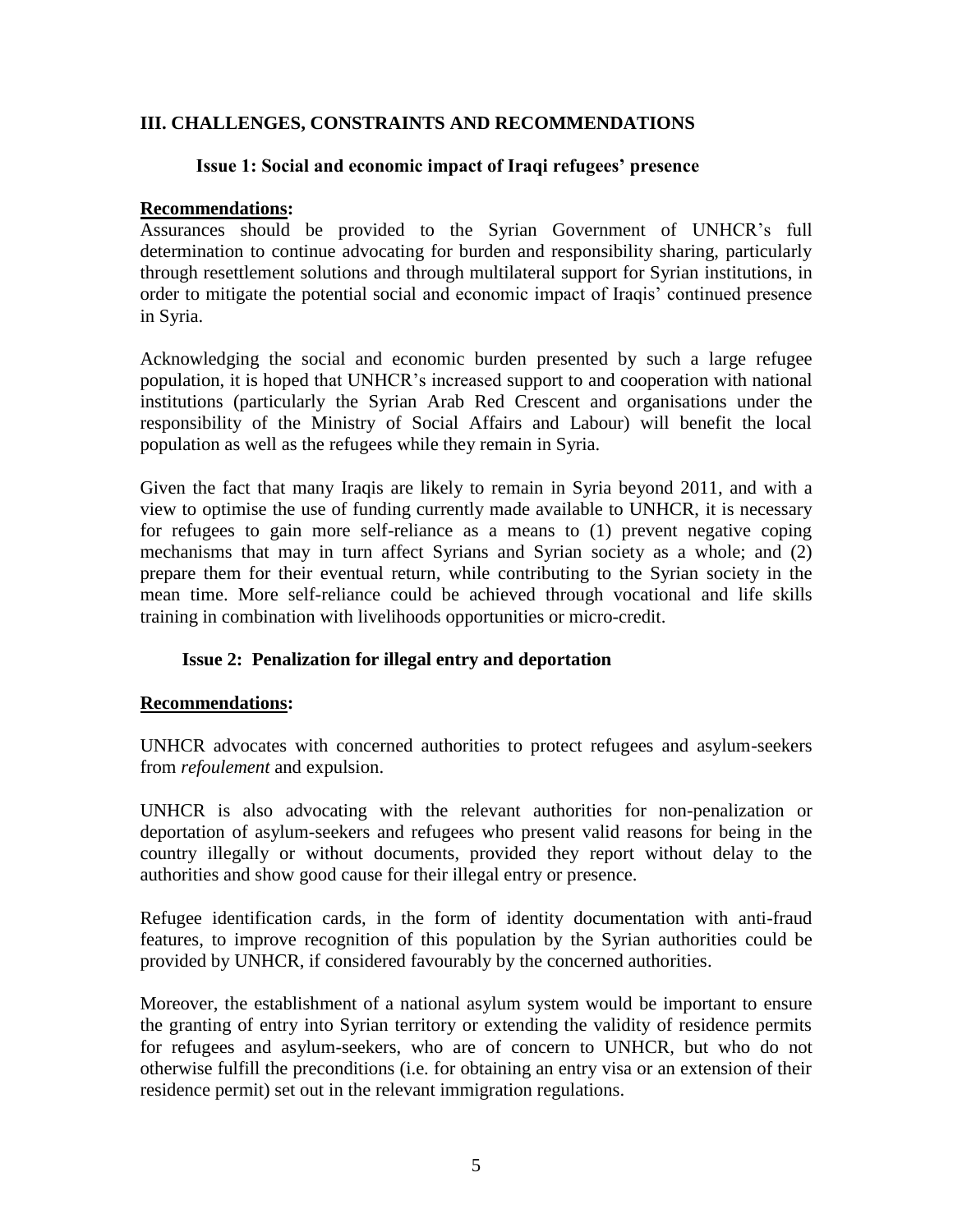## III. CHALLENGES, CONSTRAINTS AND RECOMMENDATIONS

### Issue 1: Social and economic impact of Iraqi refugees' presence

**Recommendations:**

Assurances should be provided to the Syrian Government of UNHCR's full determination to continue advocating for burden and responsibility sharing, particularly through resettlement solutions and through multilateral support for Syrian institutions, in order to mitigate the potential social and economic impact of Iraqis' continued presence in Syria.

Acknowledging the social and economic burden presented by such a large refugee population, it is hoped that UNHCR's increased support to and cooperation with national institutions (particularly the Syrian Arab Red Crescent and organisations under the responsibility of the Ministry of Social Affairs and Labour) will benefit the local population as well as the refugees while they remain in Syria.

Given the fact that many Iraqis are likely to remain in Syria beyond 2011, and with a view to optimise the use of funding currently made available to UNHCR, it is necessary for refugees to gain more self-reliance as a means to (1) prevent negative coping mechanisms that may in turn affect Syrians and Syrian society as a whole; and (2) prepare them for their eventual return, while contributing to the Syrian society in the mean time. More self-reliance could be achieved through vocational and life skills training in combination with livelihoods opportunities or micro-credit.

### Issue 2: Penalization for illegal entry and deportation

**Recommendations:**

UNHCR advocates with concerned authorities to protect refugees and asylum-seekers from *refoulement* and expulsion.

UNHCR is also advocating with the relevant authorities for non-penalization or deportation of asylum-seekers and refugees who present valid reasons for being in the country illegally or without documents, provided they report without delay to the authorities and show good cause for their illegal entry or presence.

Refugee identification cards, in the form of identity documentation with anti-fraud features, to improve recognition of this population by the Syrian authorities could be provided by UNHCR, if considered favourably by the concerned authorities.

Moreover, the establishment of a national asylum system would be important to ensure the granting of entry into Syrian territory or extending the validity of residence permits for refugees and asylum-seekers, who are of concern to UNHCR, but who do not otherwise fulfill the preconditions (i.e. for obtaining an entry visa or an extension of their residence permit) set out in the relevant immigration regulations.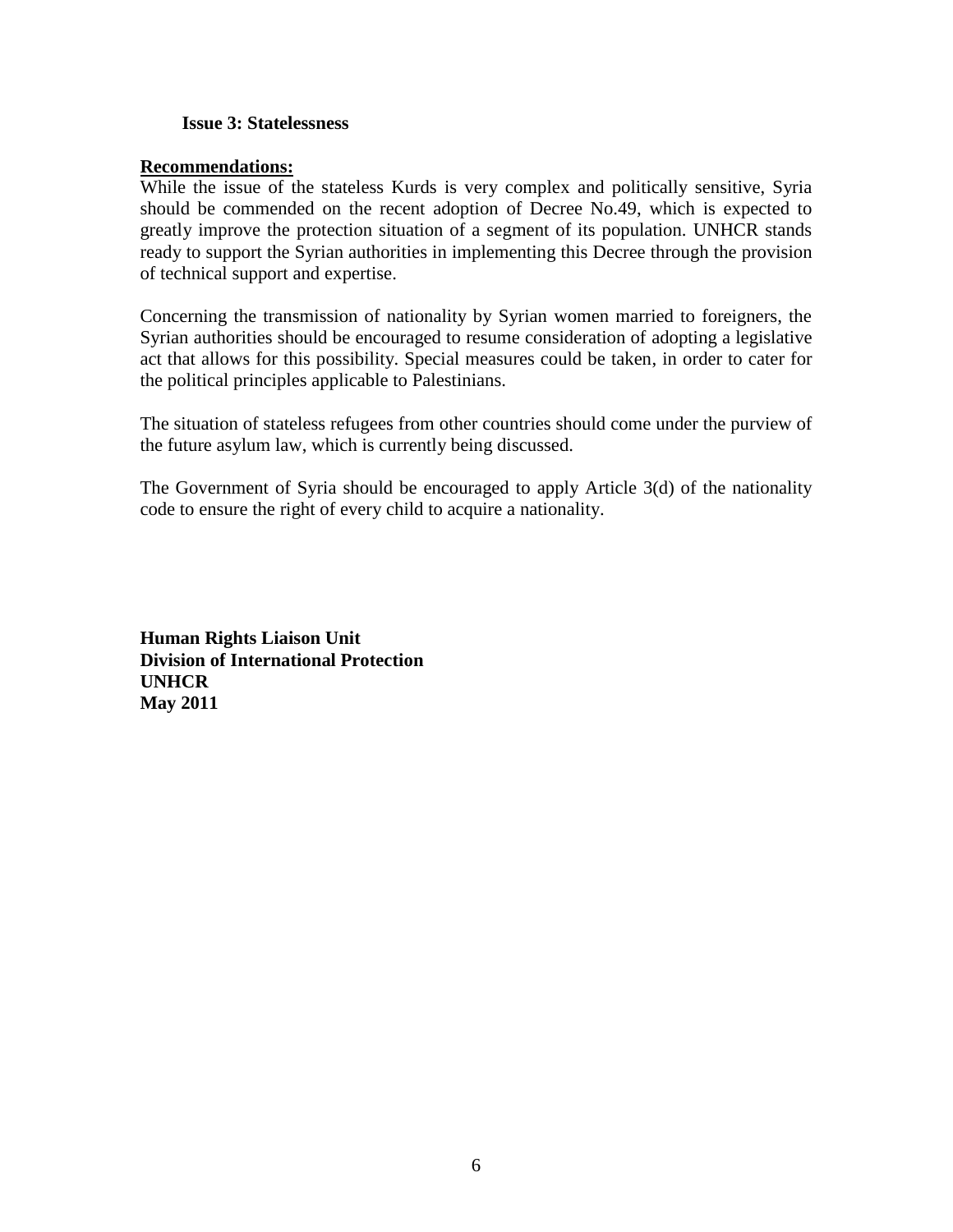**Issue 3: Statelessness**

**Recommendations:**

While the issue of the stateless Kurds is very complex and politically sensitive, Syria should be commended on the recent adoption of Decree No.49, which is expected to greatly improve the protection situation of a segment of its population. UNHCR stands ready to support the Syrian authorities in implementing this Decree through the provision of technical support and expertise.

Concerning the transmission of nationality by Syrian women married to foreigners, the Syrian authorities should be encouraged to resume consideration of adopting a legislative act that allows for this possibility. Special measures could be taken, in order to cater for the political principles applicable to Palestinians.

The situation of stateless refugees from other countries should come under the purview of the future asylum law, which is currently being discussed.

The Government of Syria should be encouraged to apply Article 3(d) of the nationality code to ensure the right of every child to acquire a nationality.

**Human Rights Liaison Unit**
**Division of International Protection**
**UNHCR**
**May 2011**